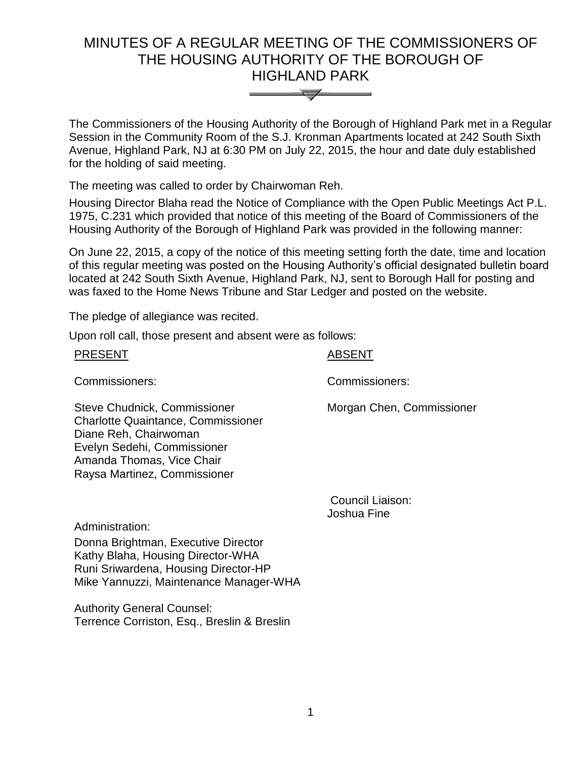# MINUTES OF A REGULAR MEETING OF THE COMMISSIONERS OF THE HOUSING AUTHORITY OF THE BOROUGH OF HIGHLAND PARK

The Commissioners of the Housing Authority of the Borough of Highland Park met in a Regular Session in the Community Room of the S.J. Kronman Apartments located at 242 South Sixth Avenue, Highland Park, NJ at 6:30 PM on July 22, 2015, the hour and date duly established for the holding of said meeting.

The meeting was called to order by Chairwoman Reh.

Housing Director Blaha read the Notice of Compliance with the Open Public Meetings Act P.L. 1975, C.231 which provided that notice of this meeting of the Board of Commissioners of the Housing Authority of the Borough of Highland Park was provided in the following manner:

On June 22, 2015, a copy of the notice of this meeting setting forth the date, time and location of this regular meeting was posted on the Housing Authority's official designated bulletin board located at 242 South Sixth Avenue, Highland Park, NJ, sent to Borough Hall for posting and was faxed to the Home News Tribune and Star Ledger and posted on the website.

The pledge of allegiance was recited.

Upon roll call, those present and absent were as follows:

<u>PRESENT</u>

Commissioners:

Steve Chudnick, Commissioner
Charlotte Quaintance, Commissioner
Diane Reh, Chairwoman
Evelyn Sedehi, Commissioner
Amanda Thomas, Vice Chair
Raysa Martinez, Commissioner

Administration:

Donna Brightman, Executive Director
Kathy Blaha, Housing Director-WHA
Runi Sriwardena, Housing Director-HP
Mike Yannuzzi, Maintenance Manager-WHA

Authority General Counsel:
Terrence Corriston, Esq., Breslin & Breslin

<u>ABSENT</u>

Commissioners:

Morgan Chen, Commissioner

Council Liaison:
Joshua Fine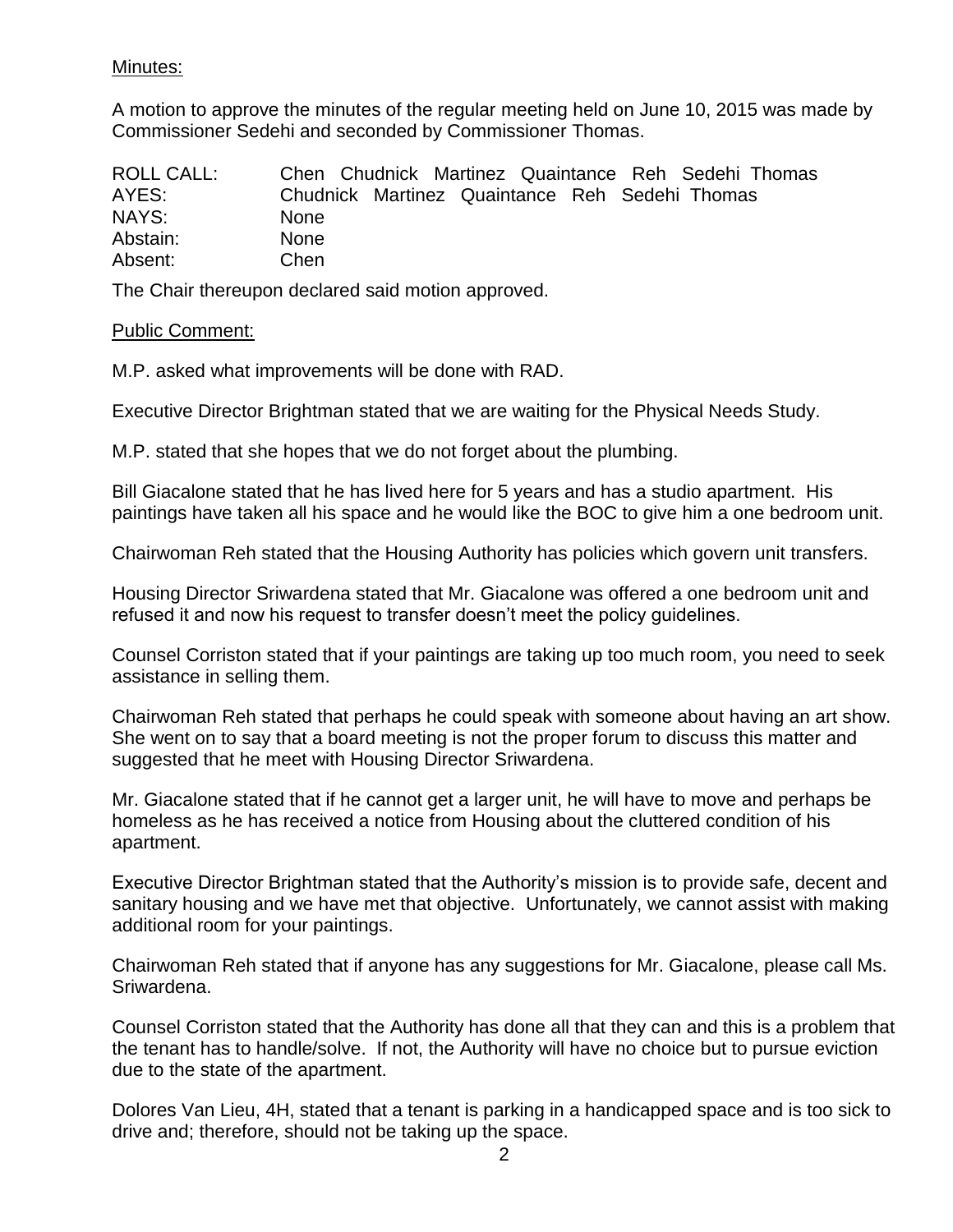Minutes:

A motion to approve the minutes of the regular meeting held on June 10, 2015 was made by Commissioner Sedehi and seconded by Commissioner Thomas.

| | |
|---|---|
| ROLL CALL: | Chen Chudnick Martinez Quaintance Reh Sedehi Thomas |
| AYES: | Chudnick Martinez Quaintance Reh Sedehi Thomas |
| NAYS: | None |
| Abstain: | None |
| Absent: | Chen |

The Chair thereupon declared said motion approved.

Public Comment:

M.P. asked what improvements will be done with RAD.

Executive Director Brightman stated that we are waiting for the Physical Needs Study.

M.P. stated that she hopes that we do not forget about the plumbing.

Bill Giacalone stated that he has lived here for 5 years and has a studio apartment. His paintings have taken all his space and he would like the BOC to give him a one bedroom unit.

Chairwoman Reh stated that the Housing Authority has policies which govern unit transfers.

Housing Director Sriwardena stated that Mr. Giacalone was offered a one bedroom unit and refused it and now his request to transfer doesn't meet the policy guidelines.

Counsel Corriston stated that if your paintings are taking up too much room, you need to seek assistance in selling them.

Chairwoman Reh stated that perhaps he could speak with someone about having an art show. She went on to say that a board meeting is not the proper forum to discuss this matter and suggested that he meet with Housing Director Sriwardena.

Mr. Giacalone stated that if he cannot get a larger unit, he will have to move and perhaps be homeless as he has received a notice from Housing about the cluttered condition of his apartment.

Executive Director Brightman stated that the Authority's mission is to provide safe, decent and sanitary housing and we have met that objective. Unfortunately, we cannot assist with making additional room for your paintings.

Chairwoman Reh stated that if anyone has any suggestions for Mr. Giacalone, please call Ms. Sriwardena.

Counsel Corriston stated that the Authority has done all that they can and this is a problem that the tenant has to handle/solve. If not, the Authority will have no choice but to pursue eviction due to the state of the apartment.

Dolores Van Lieu, 4H, stated that a tenant is parking in a handicapped space and is too sick to drive and; therefore, should not be taking up the space.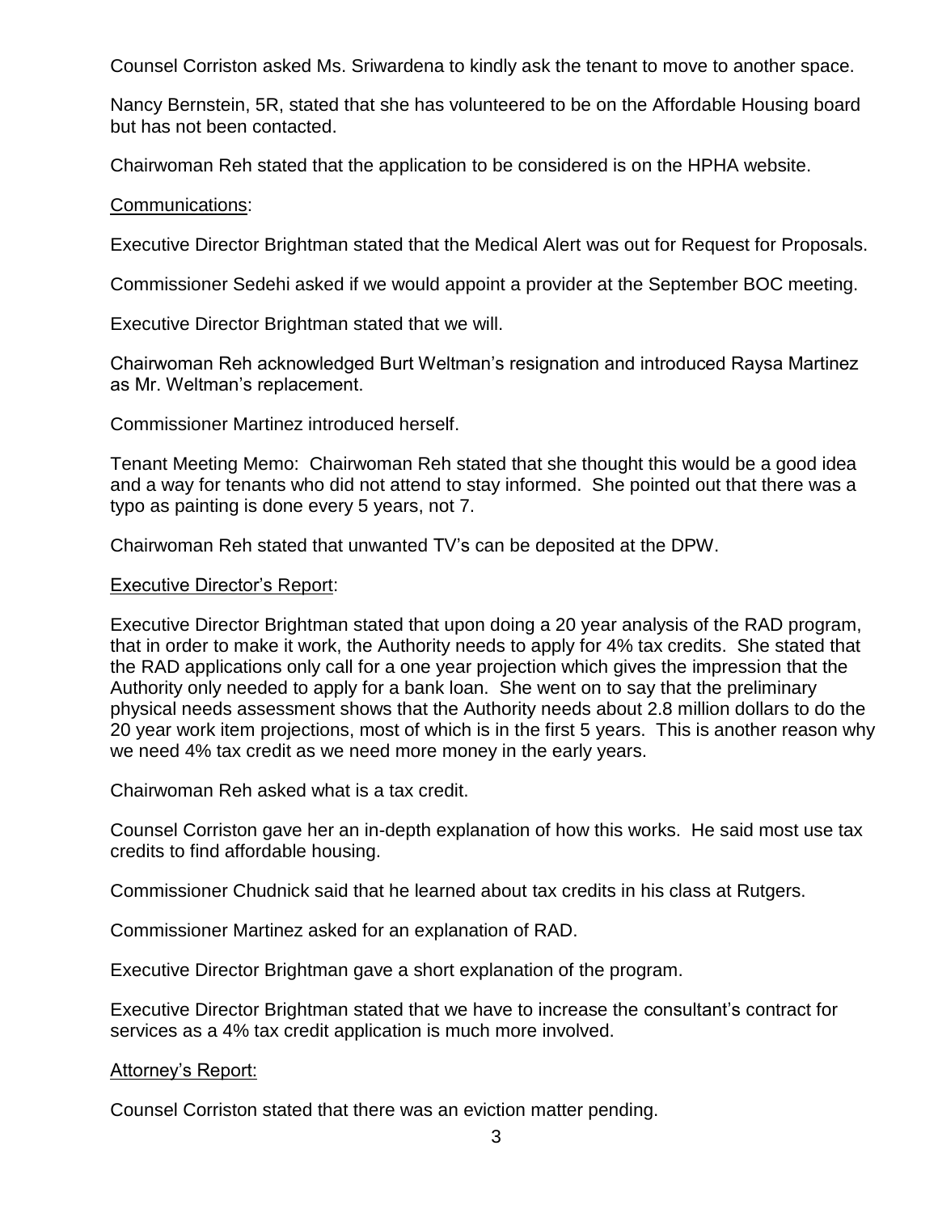Counsel Corriston asked Ms. Sriwardena to kindly ask the tenant to move to another space.

Nancy Bernstein, 5R, stated that she has volunteered to be on the Affordable Housing board but has not been contacted.

Chairwoman Reh stated that the application to be considered is on the HPHA website.

<u>Communications</u>:

Executive Director Brightman stated that the Medical Alert was out for Request for Proposals.

Commissioner Sedehi asked if we would appoint a provider at the September BOC meeting.

Executive Director Brightman stated that we will.

Chairwoman Reh acknowledged Burt Weltman's resignation and introduced Raysa Martinez as Mr. Weltman's replacement.

Commissioner Martinez introduced herself.

Tenant Meeting Memo: Chairwoman Reh stated that she thought this would be a good idea and a way for tenants who did not attend to stay informed. She pointed out that there was a typo as painting is done every 5 years, not 7.

Chairwoman Reh stated that unwanted TV's can be deposited at the DPW.

<u>Executive Director's Report</u>:

Executive Director Brightman stated that upon doing a 20 year analysis of the RAD program, that in order to make it work, the Authority needs to apply for 4% tax credits. She stated that the RAD applications only call for a one year projection which gives the impression that the Authority only needed to apply for a bank loan. She went on to say that the preliminary physical needs assessment shows that the Authority needs about 2.8 million dollars to do the 20 year work item projections, most of which is in the first 5 years. This is another reason why we need 4% tax credit as we need more money in the early years.

Chairwoman Reh asked what is a tax credit.

Counsel Corriston gave her an in-depth explanation of how this works. He said most use tax credits to find affordable housing.

Commissioner Chudnick said that he learned about tax credits in his class at Rutgers.

Commissioner Martinez asked for an explanation of RAD.

Executive Director Brightman gave a short explanation of the program.

Executive Director Brightman stated that we have to increase the consultant's contract for services as a 4% tax credit application is much more involved.

<u>Attorney's Report:</u>

Counsel Corriston stated that there was an eviction matter pending.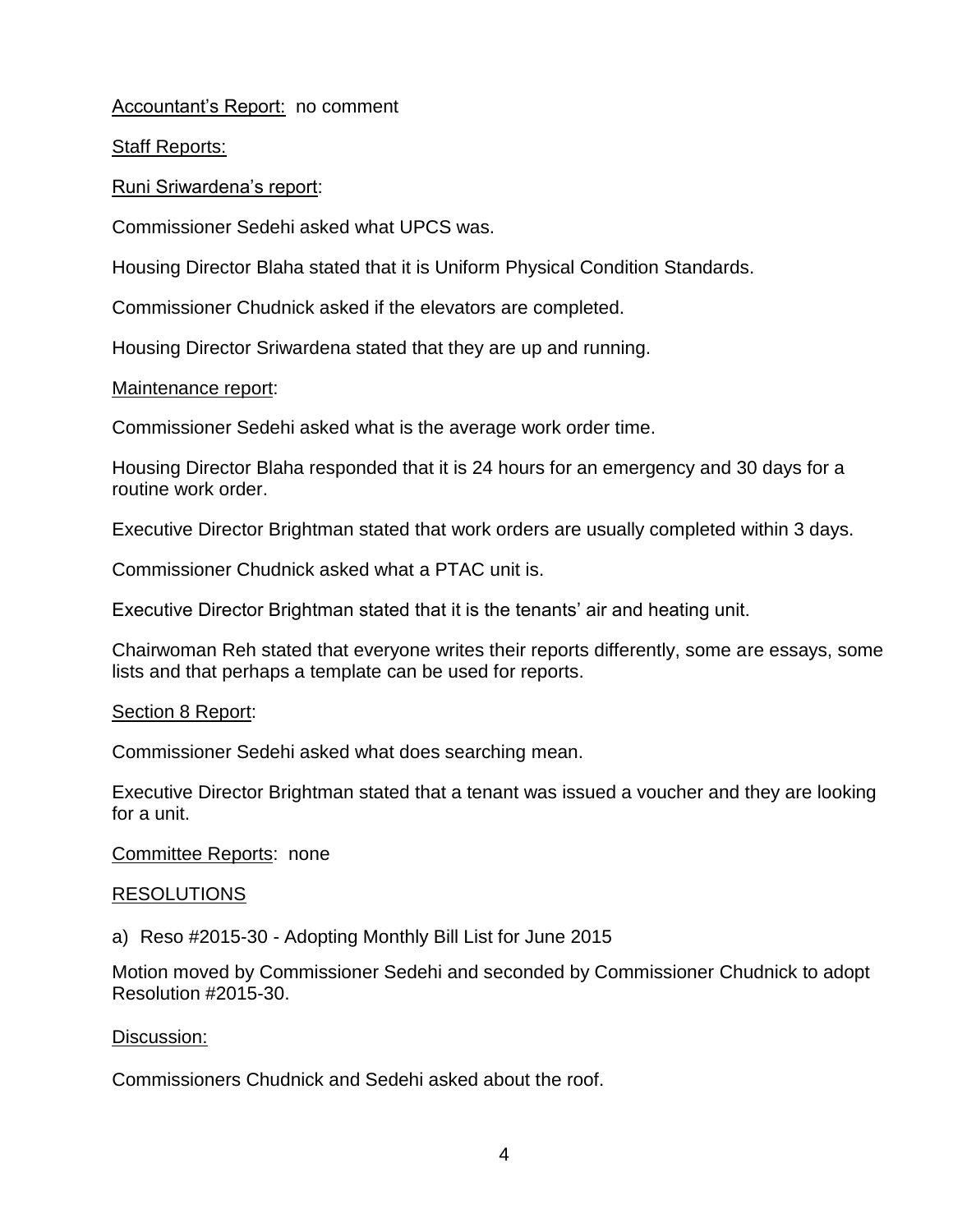Accountant's Report: no comment

Staff Reports:

Runi Sriwardena's report:

Commissioner Sedehi asked what UPCS was.

Housing Director Blaha stated that it is Uniform Physical Condition Standards.

Commissioner Chudnick asked if the elevators are completed.

Housing Director Sriwardena stated that they are up and running.

Maintenance report:

Commissioner Sedehi asked what is the average work order time.

Housing Director Blaha responded that it is 24 hours for an emergency and 30 days for a routine work order.

Executive Director Brightman stated that work orders are usually completed within 3 days.

Commissioner Chudnick asked what a PTAC unit is.

Executive Director Brightman stated that it is the tenants' air and heating unit.

Chairwoman Reh stated that everyone writes their reports differently, some are essays, some lists and that perhaps a template can be used for reports.

Section 8 Report:

Commissioner Sedehi asked what does searching mean.

Executive Director Brightman stated that a tenant was issued a voucher and they are looking for a unit.

Committee Reports: none

RESOLUTIONS

a) Reso #2015-30 - Adopting Monthly Bill List for June 2015

Motion moved by Commissioner Sedehi and seconded by Commissioner Chudnick to adopt Resolution #2015-30.

Discussion:

Commissioners Chudnick and Sedehi asked about the roof.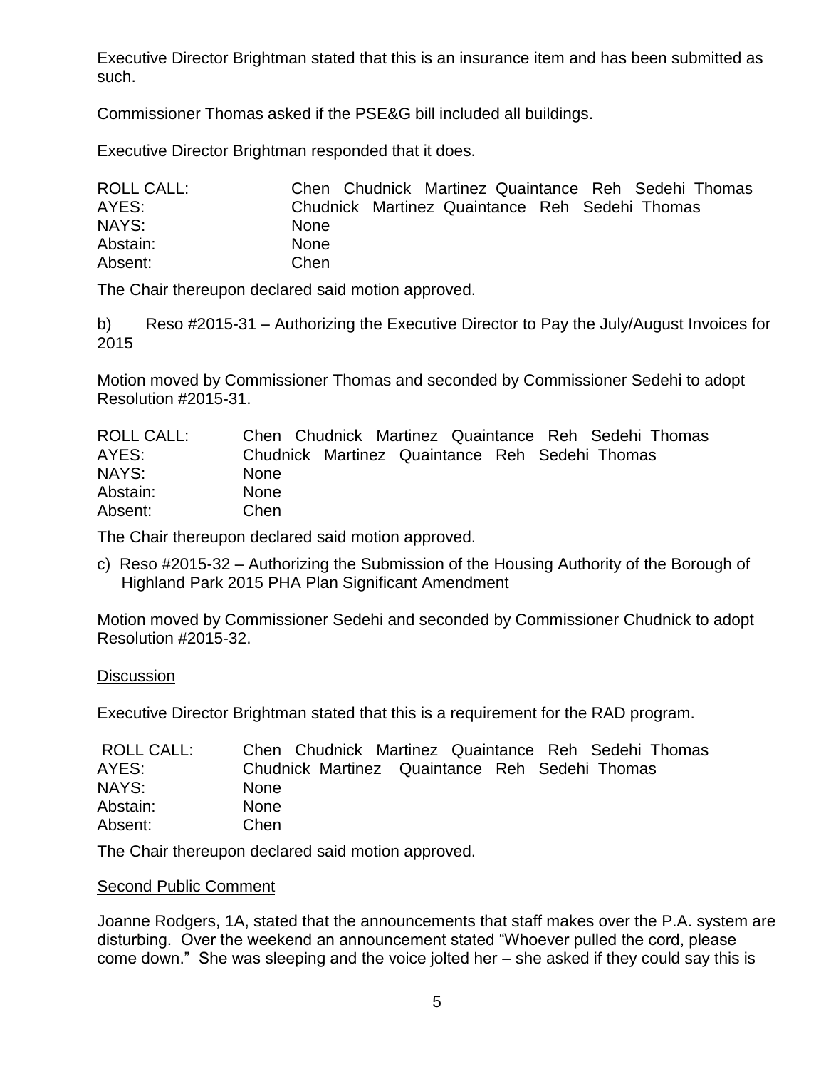Executive Director Brightman stated that this is an insurance item and has been submitted as such.

Commissioner Thomas asked if the PSE&G bill included all buildings.

Executive Director Brightman responded that it does.

| | |
|---|---|
| ROLL CALL: | Chen Chudnick Martinez Quaintance Reh Sedehi Thomas |
| AYES: | Chudnick Martinez Quaintance Reh Sedehi Thomas |
| NAYS: | None |
| Abstain: | None |
| Absent: | Chen |

The Chair thereupon declared said motion approved.

b) Reso #2015-31 – Authorizing the Executive Director to Pay the July/August Invoices for 2015

Motion moved by Commissioner Thomas and seconded by Commissioner Sedehi to adopt Resolution #2015-31.

| | |
|---|---|
| ROLL CALL: | Chen Chudnick Martinez Quaintance Reh Sedehi Thomas |
| AYES: | Chudnick Martinez Quaintance Reh Sedehi Thomas |
| NAYS: | None |
| Abstain: | None |
| Absent: | Chen |

The Chair thereupon declared said motion approved.

c) Reso #2015-32 – Authorizing the Submission of the Housing Authority of the Borough of Highland Park 2015 PHA Plan Significant Amendment

Motion moved by Commissioner Sedehi and seconded by Commissioner Chudnick to adopt Resolution #2015-32.

<u>Discussion</u>

Executive Director Brightman stated that this is a requirement for the RAD program.

| | |
|---|---|
| ROLL CALL: | Chen Chudnick Martinez Quaintance Reh Sedehi Thomas |
| AYES: | Chudnick Martinez Quaintance Reh Sedehi Thomas |
| NAYS: | None |
| Abstain: | None |
| Absent: | Chen |

The Chair thereupon declared said motion approved.

<u>Second Public Comment</u>

Joanne Rodgers, 1A, stated that the announcements that staff makes over the P.A. system are disturbing. Over the weekend an announcement stated "Whoever pulled the cord, please come down." She was sleeping and the voice jolted her – she asked if they could say this is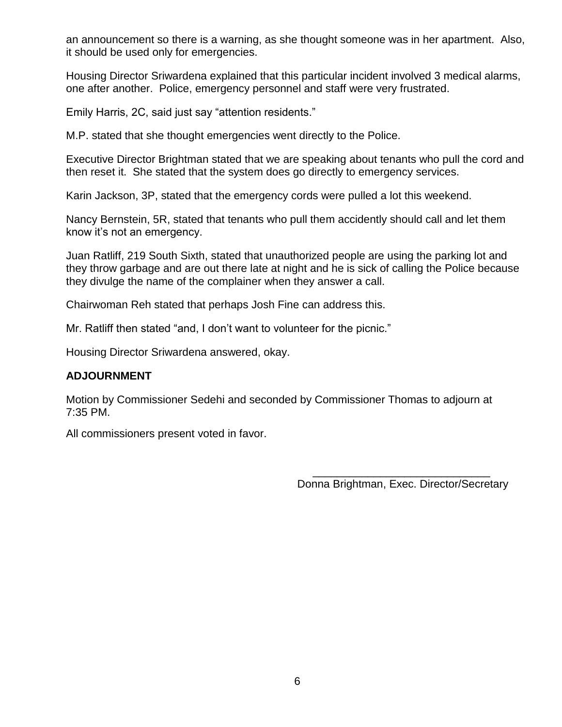an announcement so there is a warning, as she thought someone was in her apartment. Also, it should be used only for emergencies.

Housing Director Sriwardena explained that this particular incident involved 3 medical alarms, one after another. Police, emergency personnel and staff were very frustrated.

Emily Harris, 2C, said just say “attention residents.”

M.P. stated that she thought emergencies went directly to the Police.

Executive Director Brightman stated that we are speaking about tenants who pull the cord and then reset it. She stated that the system does go directly to emergency services.

Karin Jackson, 3P, stated that the emergency cords were pulled a lot this weekend.

Nancy Bernstein, 5R, stated that tenants who pull them accidently should call and let them know it’s not an emergency.

Juan Ratliff, 219 South Sixth, stated that unauthorized people are using the parking lot and they throw garbage and are out there late at night and he is sick of calling the Police because they divulge the name of the complainer when they answer a call.

Chairwoman Reh stated that perhaps Josh Fine can address this.

Mr. Ratliff then stated “and, I don’t want to volunteer for the picnic.”

Housing Director Sriwardena answered, okay.

**ADJOURNMENT**

Motion by Commissioner Sedehi and seconded by Commissioner Thomas to adjourn at 7:35 PM.

All commissioners present voted in favor.

_____________________________
Donna Brightman, Exec. Director/Secretary